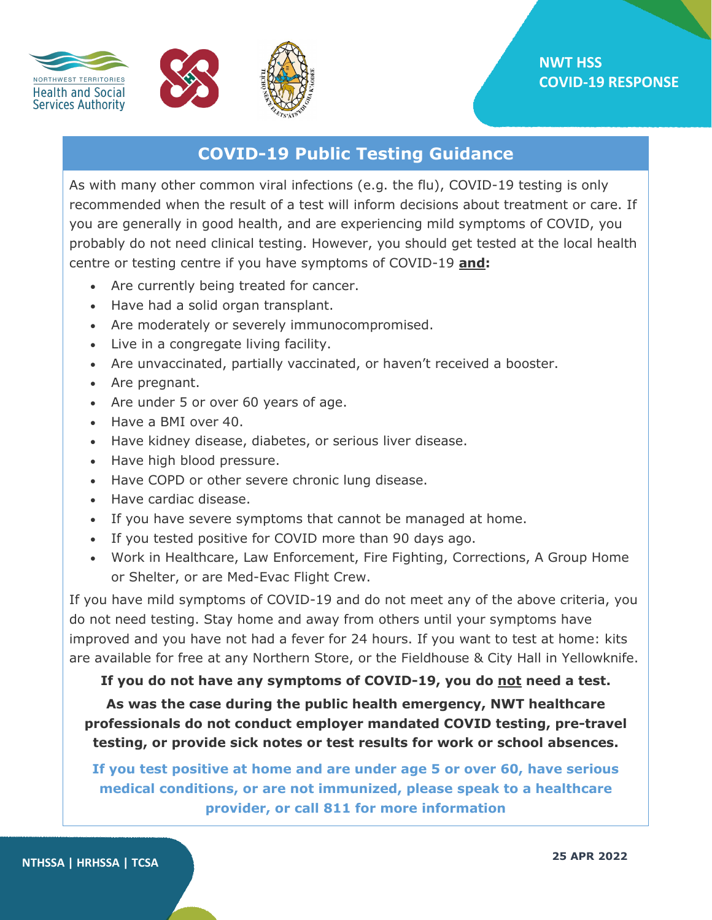NWT HSS
COVID-19 RESPONSE

## COVID-19 Public Testing Guidance

As with many other common viral infections (e.g. the flu), COVID-19 testing is only recommended when the result of a test will inform decisions about treatment or care. If you are generally in good health, and are experiencing mild symptoms of COVID, you probably do not need clinical testing. However, you should get tested at the local health centre or testing centre if you have symptoms of COVID-19 **and:**

- Are currently being treated for cancer.
- Have had a solid organ transplant.
- Are moderately or severely immunocompromised.
- Live in a congregate living facility.
- Are unvaccinated, partially vaccinated, or haven't received a booster.
- Are pregnant.
- Are under 5 or over 60 years of age.
- Have a BMI over 40.
- Have kidney disease, diabetes, or serious liver disease.
- Have high blood pressure.
- Have COPD or other severe chronic lung disease.
- Have cardiac disease.
- If you have severe symptoms that cannot be managed at home.
- If you tested positive for COVID more than 90 days ago.
- Work in Healthcare, Law Enforcement, Fire Fighting, Corrections, A Group Home or Shelter, or are Med-Evac Flight Crew.

If you have mild symptoms of COVID-19 and do not meet any of the above criteria, you do not need testing. Stay home and away from others until your symptoms have improved and you have not had a fever for 24 hours. If you want to test at home: kits are available for free at any Northern Store, or the Fieldhouse & City Hall in Yellowknife.

**If you do not have any symptoms of COVID-19, you do not need a test.**

**As was the case during the public health emergency, NWT healthcare professionals do not conduct employer mandated COVID testing, pre-travel testing, or provide sick notes or test results for work or school absences.**

**If you test positive at home and are under age 5 or over 60, have serious medical conditions, or are not immunized, please speak to a healthcare provider, or call 811 for more information**

NTHSSA | HRHSSA | TCSA

25 APR 2022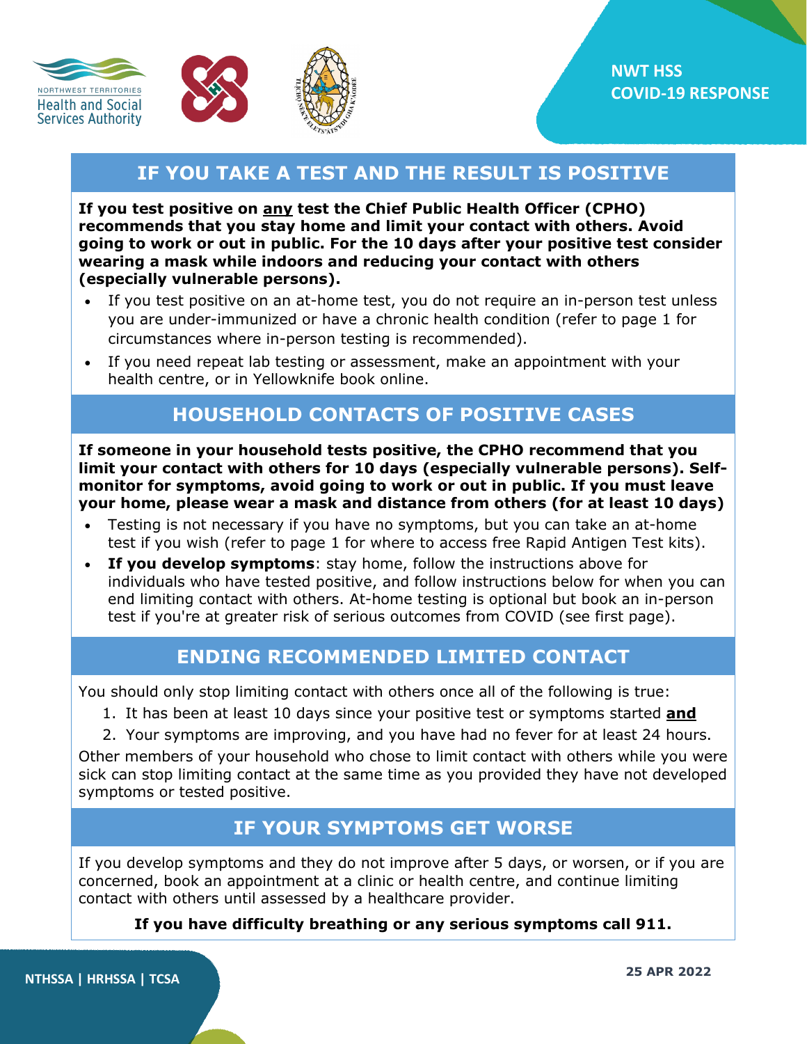NWT HSS
COVID-19 RESPONSE

## IF YOU TAKE A TEST AND THE RESULT IS POSITIVE

**If you test positive on <u>any</u> test the Chief Public Health Officer (CPHO) recommends that you stay home and limit your contact with others. Avoid going to work or out in public. For the 10 days after your positive test consider wearing a mask while indoors and reducing your contact with others (especially vulnerable persons).**

- If you test positive on an at-home test, you do not require an in-person test unless you are under-immunized or have a chronic health condition (refer to page 1 for circumstances where in-person testing is recommended).
- If you need repeat lab testing or assessment, make an appointment with your health centre, or in Yellowknife book online.

## HOUSEHOLD CONTACTS OF POSITIVE CASES

**If someone in your household tests positive, the CPHO recommend that you limit your contact with others for 10 days (especially vulnerable persons). Self-monitor for symptoms, avoid going to work or out in public. If you must leave your home, please wear a mask and distance from others (for at least 10 days)**

- Testing is not necessary if you have no symptoms, but you can take an at-home test if you wish (refer to page 1 for where to access free Rapid Antigen Test kits).
- **If you develop symptoms**: stay home, follow the instructions above for individuals who have tested positive, and follow instructions below for when you can end limiting contact with others. At-home testing is optional but book an in-person test if you're at greater risk of serious outcomes from COVID (see first page).

## ENDING RECOMMENDED LIMITED CONTACT

You should only stop limiting contact with others once all of the following is true:

1. It has been at least 10 days since your positive test or symptoms started **<u>and</u>**
2. Your symptoms are improving, and you have had no fever for at least 24 hours.

Other members of your household who chose to limit contact with others while you were sick can stop limiting contact at the same time as you provided they have not developed symptoms or tested positive.

## IF YOUR SYMPTOMS GET WORSE

If you develop symptoms and they do not improve after 5 days, or worsen, or if you are concerned, book an appointment at a clinic or health centre, and continue limiting contact with others until assessed by a healthcare provider.

**If you have difficulty breathing or any serious symptoms call 911.**

NTHSSA | HRHSSA | TCSA

25 APR 2022